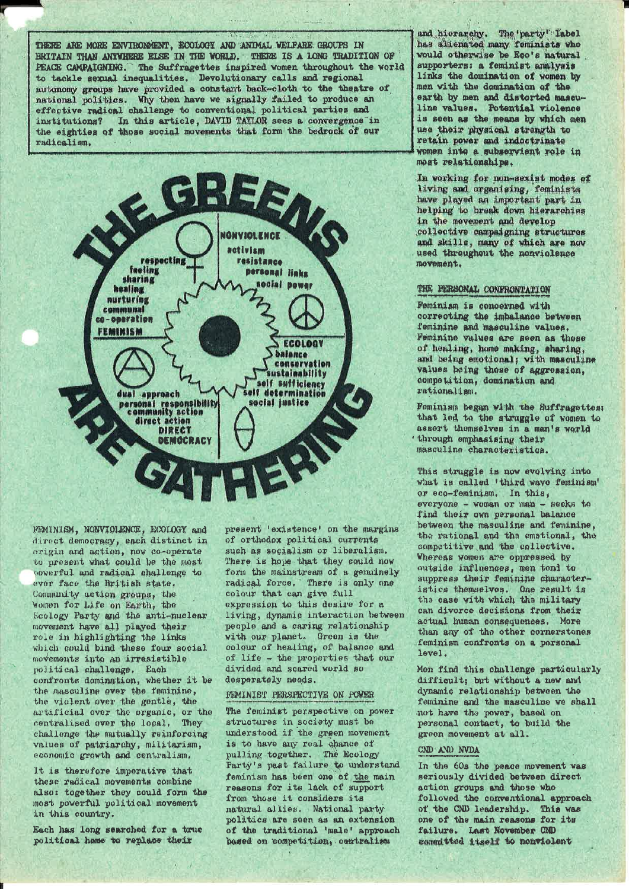**THERE ARE MORE ENVIRONMENT, ECOLOGY AND ANIMAL WELFARE GROUPS IN BRITAIN THAN ANYWHERE ELSE IN THE WORLD. THERE IS A LONG TRADITION OF PEACE CAMPAIGNING. The Suffragettes inspired women throughout the world to tackle sexual inequalities. Devolutionary calls and regional autonomy groups have provided a constant back-cloth to the theatre of national politics. Why then have we signally failed to produce an effective radical challenge to conventional political parties and institutions? In this article, DAVID TAYLOR sees a convergence in the eighties of those social movements that form the bedrock of our radicalism.**

# THE GREENS ARE GATHERING

NONVIOLENCE: activism, resistance, personal links, social power

FEMINISM: respecting, feeling, sharing, healing, nurturing, communal, co-operation

ECOLOGY: balance, conservation, sustainability, self sufficiency, self determination, social justice

DIRECT DEMOCRACY: dual approach, personal responsibility, community action, direct action

FEMINISM, NONVIOLENCE, ECOLOGY and direct democracy, each distinct in origin and action, now co-operate to present what could be the most powerful and radical challenge to ever face the British state. Community action groups, the Women for Life on Earth, the Ecology Party and the anti-nuclear movement have all played their role in highlighting the links which could bind these four social movements into an irresistible political challenge. Each confronts domination, whether it be the masculine over the feminine, the violent over the gentle, the artificial over the organic, or the centralised over the local. They challenge the mutually reinforcing values of patriarchy, militarism, economic growth and centralism.

It is therefore imperative that these radical movements combine also: together they could form the most powerful political movement in this country.

Each has long searched for a true political home to replace their present 'existence' on the margins of orthodox political currents such as socialism or liberalism. There is hope that they could now form the mainstream of a genuinely radical force. There is only one colour that can give full expression to this desire for a living, dynamic interaction between people and a caring relationship with our planet. Green is the colour of healing, of balance and of life - the properties that our divided and scared world so desperately needs.

## FEMINIST PERSPECTIVE ON POWER

The feminist perspective on power structures in society must be understood if the green movement is to have any real chance of pulling together. The Ecology Party's past failure to understand feminism has been one of the main reasons for its lack of support from those it considers its natural allies. National party politics are seen as an extension of the traditional 'male' approach based on competition, centralism and hierarchy. The 'party' label has alienated many feminists who would otherwise be Eco's natural supporters: a feminist analysis links the domination of women by men with the domination of the earth by men and distorted masculine values. Potential violence is seen as the means by which men use their physical strength to retain power and indoctrinate women into a subservient role in most relationships.

In working for non-sexist modes of living and organising, feminists have played an important part in helping to break down hierarchies in the movement and develop collective campaigning structures and skills, many of which are now used throughout the nonviolence movement.

## THE PERSONAL CONFRONTATION

Feminism is concerned with correcting the imbalance between feminine and masculine values. Feminine values are seen as those of healing, home making, sharing, and being emotional; with masculine values being those of aggression, competition, domination and rationalism.

Feminism began with the Suffragettes: that led to the struggle of women to assert themselves in a man's world through emphasising their masculine characteristics.

This struggle is now evolving into what is called 'third wave feminism' or eco-feminism. In this, everyone - woman or man - seeks to find their own personal balance between the masculine and feminine, the rational and the emotional, the competitive and the collective. Whereas women are oppressed by outside influences, men tend to suppress their feminine characteristics themselves. One result is the ease with which the military can divorce decisions from their actual human consequences. More than any of the other cornerstones feminism confronts on a personal level.

Men find this challenge particularly difficult; but without a new and dynamic relationship between the feminine and the masculine we shall not have the power, based on personal contact, to build the green movement at all.

## CND AND NVDA

In the 60s the peace movement was seriously divided between direct action groups and those who followed the conventional approach of the CND leadership. This was one of the main reasons for its failure. Last November CND committed itself to nonviolent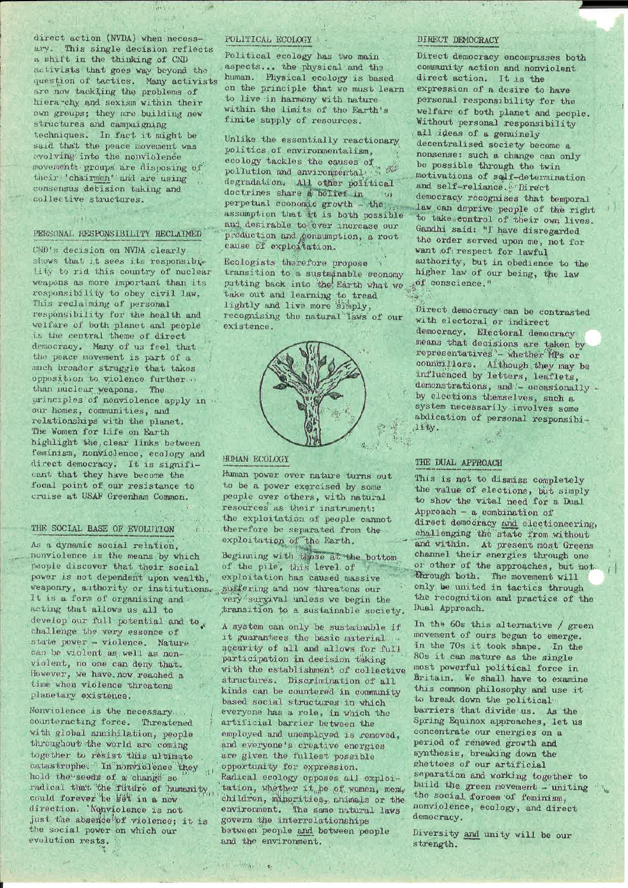direct action (NVDA) when necessary. This single decision reflects a shift in the thinking of CND activists that goes way beyond the question of tactics. Many activists are now tackling the problems of hierarchy and sexism within their own groups; they are building new structures and campaigning techniques. In fact it might be said that the peace movement was evolving into the nonviolence movement: groups are disposing of their 'chairmen' and are using consensus decision taking and collective structures.

## PERSONAL RESPONSIBILITY RECLAIMED

CND's decision on NVDA clearly shows that it sees its responsibility to rid this country of nuclear weapons as more important than its responsibility to obey civil law. This reclaiming of personal responsibility for the health and welfare of both planet and people is the central theme of direct democracy. Many of us feel that the peace movement is part of a much broader struggle that takes opposition to violence further than nuclear weapons. The principles of nonviolence apply in our homes, communities, and relationships with the planet. The Women for Life on Earth highlight the clear links between feminism, nonviolence, ecology and direct democracy. It is significant that they have become the focal point of our resistance to cruise at USAF Greenham Common.

## THE SOCIAL BASE OF EVOLUTION

As a dynamic social relation, nonviolence is the means by which people discover that their social power is not dependent upon wealth, weaponry, authority or institutions. It is a form of organising and acting that allows us all to develop our full potential and to challenge the very essence of state power - violence. Nature can be violent as well as nonviolent, no one can deny that. However, we have now reached a time when violence threatens planetary existence.

Nonviolence is the necessary counteracting force. Threatened with global annihilation, people throughout the world are coming together to resist this ultimate catastrophe. In nonviolence they hold the seeds of a change so radical that the future of humanity could forever be set in a new direction. 'Nonviolence is not just the absence of violence; it is the social power on which our evolution rests.'

## POLITICAL ECOLOGY

Political ecology has two main aspects... the physical and the human. Physical ecology is based on the principle that we must learn to live in harmony with nature within the limits of the Earth's finite supply of resources.

Unlike the essentially reactionary politics of environmentalism, ecology tackles the causes of pollution and environmental degradation. All other political doctrines share a belief in perpetual economic growth - the assumption that it is both possible and desirable to ever increase our production and consumption, a root cause of exploitation.

Ecologists therefore propose transition to a sustainable economy putting back into the Earth what we take out and learning to tread lightly and live more simply, recognising the natural laws of our existence.

## HUMAN ECOLOGY

Human power over nature turns out to be a power exercised by some people over others, with natural resources as their instrument: the exploitation of people cannot therefore be separated from the exploitation of the Earth.

Beginning with those at the bottom of the pile, this level of exploitation has caused massive suffering and now threatens our very survival unless we begin the transition to a sustainable society.

A system can only be sustainable if it guarantees the basic material security of all and allows for full participation in decision taking with the establishment of collective structures. Discrimination of all kinds can be countered in community based social structures in which everyone has a role, in which the artificial barrier between the employed and unemployed is removed, and everyone's creative energies are given the fullest possible opportunity for expression. Radical ecology opposes all exploitation, whether it be of women, men, children, minorities, animals or the environment. The same natural laws govern the interrelationships between people and between people and the environment.

## DIRECT DEMOCRACY

Direct democracy encompasses both community action and nonviolent direct action. It is the expression of a desire to have personal responsibility for the welfare of both planet and people. Without personal responsibility all ideas of a genuinely decentralised society become a nonsense: such a change can only be possible through the twin motivations of self-determination and self-reliance. Direct democracy recognises that temporal law can deprive people of the right to take control of their own lives. Gandhi said: "I have disregarded the order served upon me, not for want of respect for lawful authority, but in obedience to the higher law of our being, the law of conscience."

Direct democracy can be contrasted with electoral or indirect democracy. Electoral democracy means that decisions are taken by representatives - whether MPs or councillors. Although they may be influenced by letters, leaflets, demonstrations, and - occasionally - by elections themselves, such a system necessarily involves some abdication of personal responsibility.

## THE DUAL APPROACH

This is not to dismiss completely the value of elections, but simply to show the vital need for a Dual Approach - a combination of direct democracy and electioneering, challenging the state from without and within. At present most Greens channel their energies through one or other of the approaches, but not through both. The movement will only be united in tactics through the recognition and practice of the Dual Approach.

In the 60s this alternative / green movement of ours began to emerge. In the 70s it took shape. In the 80s it can mature as the single most powerful political force in Britain. We shall have to examine this common philosophy and use it to break down the political barriers that divide us. As the Spring Equinox approaches, let us concentrate our energies on a period of renewed growth and synthesis, breaking down the ghettoes of our artificial separation and working together to build the green movement - uniting the social forces of feminism, nonviolence, ecology, and direct democracy.

Diversity and unity will be our strength.